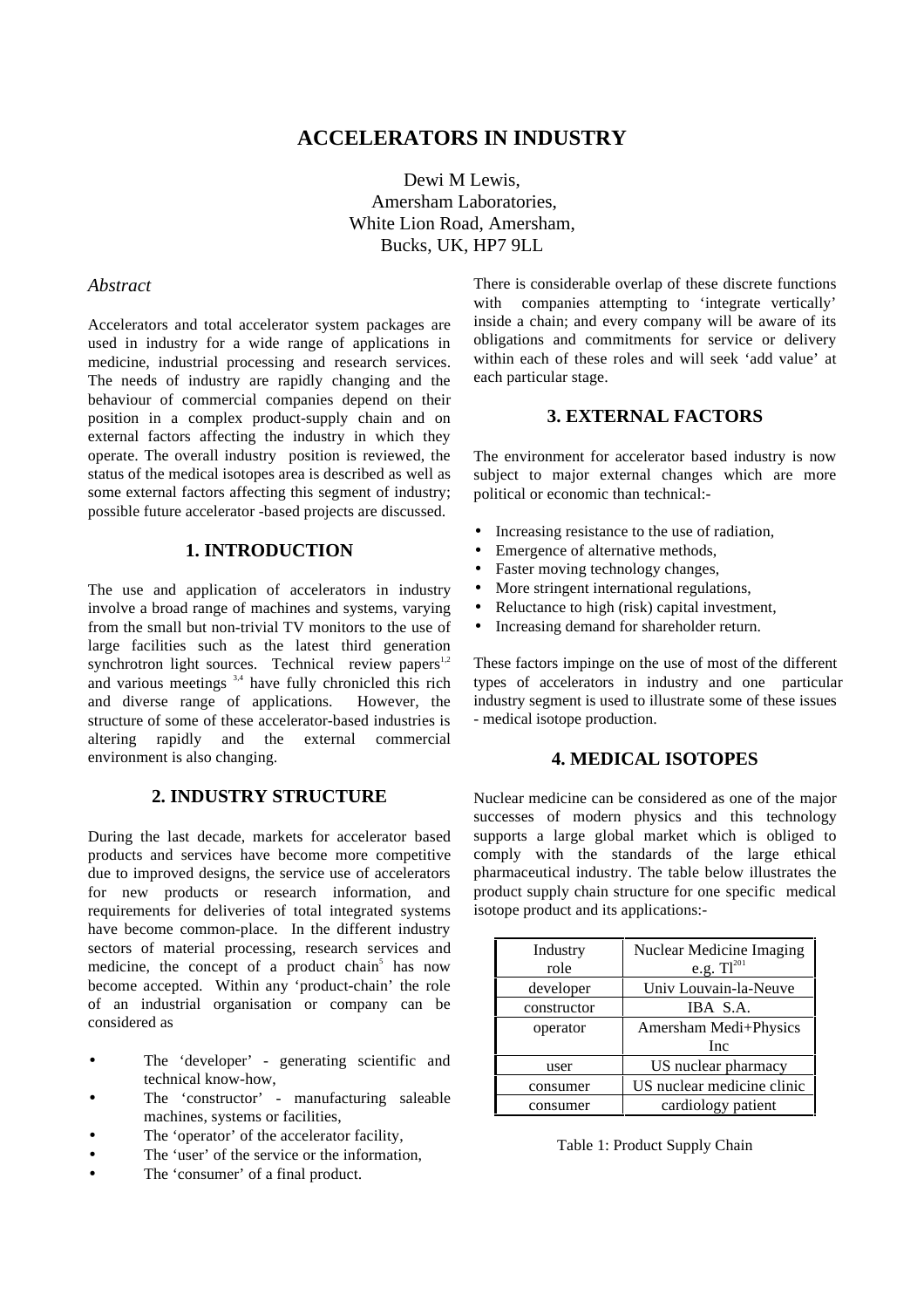# ACCELERATORS IN INDUSTRY

Dewi M Lewis,
Amersham Laboratories,
White Lion Road, Amersham,
Bucks, UK, HP7 9LL

*Abstract*

Accelerators and total accelerator system packages are used in industry for a wide range of applications in medicine, industrial processing and research services. The needs of industry are rapidly changing and the behaviour of commercial companies depend on their position in a complex product-supply chain and on external factors affecting the industry in which they operate. The overall industry position is reviewed, the status of the medical isotopes area is described as well as some external factors affecting this segment of industry; possible future accelerator -based projects are discussed.

## 1. INTRODUCTION

The use and application of accelerators in industry involve a broad range of machines and systems, varying from the small but non-trivial TV monitors to the use of large facilities such as the latest third generation synchrotron light sources. Technical review papers[1,2] and various meetings [3,4] have fully chronicled this rich and diverse range of applications. However, the structure of some of these accelerator-based industries is altering rapidly and the external commercial environment is also changing.

## 2. INDUSTRY STRUCTURE

During the last decade, markets for accelerator based products and services have become more competitive due to improved designs, the service use of accelerators for new products or research information, and requirements for deliveries of total integrated systems have become common-place. In the different industry sectors of material processing, research services and medicine, the concept of a product chain[5] has now become accepted. Within any 'product-chain' the role of an industrial organisation or company can be considered as

- The 'developer' - generating scientific and technical know-how,
- The 'constructor' - manufacturing saleable machines, systems or facilities,
- The 'operator' of the accelerator facility,
- The 'user' of the service or the information,
- The 'consumer' of a final product.

There is considerable overlap of these discrete functions with companies attempting to 'integrate vertically' inside a chain; and every company will be aware of its obligations and commitments for service or delivery within each of these roles and will seek 'add value' at each particular stage.

## 3. EXTERNAL FACTORS

The environment for accelerator based industry is now subject to major external changes which are more political or economic than technical:-

- Increasing resistance to the use of radiation,
- Emergence of alternative methods,
- Faster moving technology changes,
- More stringent international regulations,
- Reluctance to high (risk) capital investment,
- Increasing demand for shareholder return.

These factors impinge on the use of most of the different types of accelerators in industry and one particular industry segment is used to illustrate some of these issues - medical isotope production.

## 4. MEDICAL ISOTOPES

Nuclear medicine can be considered as one of the major successes of modern physics and this technology supports a large global market which is obliged to comply with the standards of the large ethical pharmaceutical industry. The table below illustrates the product supply chain structure for one specific medical isotope product and its applications:-

| Industry role | Nuclear Medicine Imaging e.g. $Tl^{201}$ |
|---|---|
| developer | Univ Louvain-la-Neuve |
| constructor | IBA S.A. |
| operator | Amersham Medi+Physics Inc |
| user | US nuclear pharmacy |
| consumer | US nuclear medicine clinic |
| consumer | cardiology patient |

Table 1: Product Supply Chain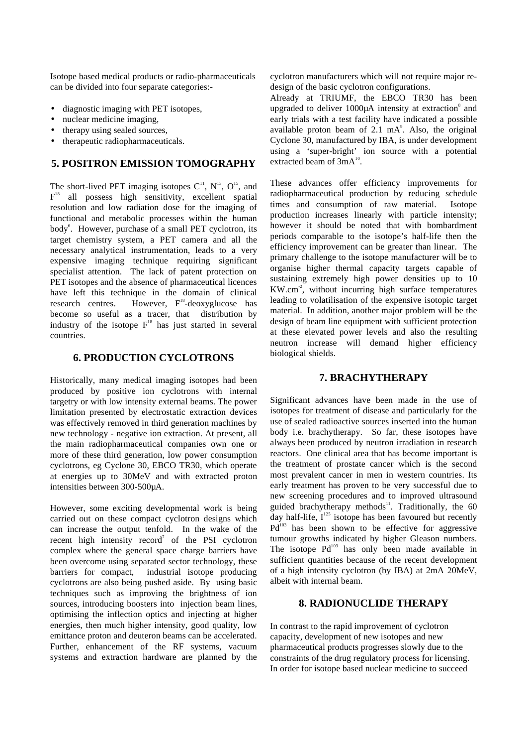Isotope based medical products or radio-pharmaceuticals can be divided into four separate categories:-

- diagnostic imaging with PET isotopes,
- nuclear medicine imaging,
- therapy using sealed sources,
- therapeutic radiopharmaceuticals.

## 5. POSITRON EMISSION TOMOGRAPHY

The short-lived PET imaging isotopes $C^{11}$, $N^{13}$, $O^{15}$, and $F^{18}$ all possess high sensitivity, excellent spatial resolution and low radiation dose for the imaging of functional and metabolic processes within the human body[6]. However, purchase of a small PET cyclotron, its target chemistry system, a PET camera and all the necessary analytical instrumentation, leads to a very expensive imaging technique requiring significant specialist attention. The lack of patent protection on PET isotopes and the absence of pharmaceutical licences have left this technique in the domain of clinical research centres. However, $F^{18}$-deoxyglucose has become so useful as a tracer, that distribution by industry of the isotope $F^{18}$ has just started in several countries.

## 6. PRODUCTION CYCLOTRONS

Historically, many medical imaging isotopes had been produced by positive ion cyclotrons with internal targetry or with low intensity external beams. The power limitation presented by electrostatic extraction devices was effectively removed in third generation machines by new technology - negative ion extraction. At present, all the main radiopharmaceutical companies own one or more of these third generation, low power consumption cyclotrons, eg Cyclone 30, EBCO TR30, which operate at energies up to 30MeV and with extracted proton intensities between 300-500μA.

However, some exciting developmental work is being carried out on these compact cyclotron designs which can increase the output tenfold. In the wake of the recent high intensity record[7] of the PSI cyclotron complex where the general space charge barriers have been overcome using separated sector technology, these barriers for compact, industrial isotope producing cyclotrons are also being pushed aside. By using basic techniques such as improving the brightness of ion sources, introducing boosters into injection beam lines, optimising the inflection optics and injecting at higher energies, then much higher intensity, good quality, low emittance proton and deuteron beams can be accelerated. Further, enhancement of the RF systems, vacuum systems and extraction hardware are planned by the cyclotron manufacturers which will not require major re-design of the basic cyclotron configurations.

Already at TRIUMF, the EBCO TR30 has been upgraded to deliver 1000μA intensity at extraction[8] and early trials with a test facility have indicated a possible available proton beam of 2.1 mA[9]. Also, the original Cyclone 30, manufactured by IBA, is under development using a 'super-bright' ion source with a potential extracted beam of 3mA[10].

These advances offer efficiency improvements for radiopharmaceutical production by reducing schedule times and consumption of raw material. Isotope production increases linearly with particle intensity; however it should be noted that with bombardment periods comparable to the isotope's half-life then the efficiency improvement can be greater than linear. The primary challenge to the isotope manufacturer will be to organise higher thermal capacity targets capable of sustaining extremely high power densities up to 10 $KW.cm^{-2}$, without incurring high surface temperatures leading to volatilisation of the expensive isotopic target material. In addition, another major problem will be the design of beam line equipment with sufficient protection at these elevated power levels and also the resulting neutron increase will demand higher efficiency biological shields.

## 7. BRACHYTHERAPY

Significant advances have been made in the use of isotopes for treatment of disease and particularly for the use of sealed radioactive sources inserted into the human body i.e. brachytherapy. So far, these isotopes have always been produced by neutron irradiation in research reactors. One clinical area that has become important is the treatment of prostate cancer which is the second most prevalent cancer in men in western countries. Its early treatment has proven to be very successful due to new screening procedures and to improved ultrasound guided brachytherapy methods[11]. Traditionally, the 60 day half-life, $I^{125}$ isotope has been favoured but recently $Pd^{103}$ has been shown to be effective for aggressive tumour growths indicated by higher Gleason numbers. The isotope $Pd^{103}$ has only been made available in sufficient quantities because of the recent development of a high intensity cyclotron (by IBA) at 2mA 20MeV, albeit with internal beam.

## 8. RADIONUCLIDE THERAPY

In contrast to the rapid improvement of cyclotron capacity, development of new isotopes and new pharmaceutical products progresses slowly due to the constraints of the drug regulatory process for licensing. In order for isotope based nuclear medicine to succeed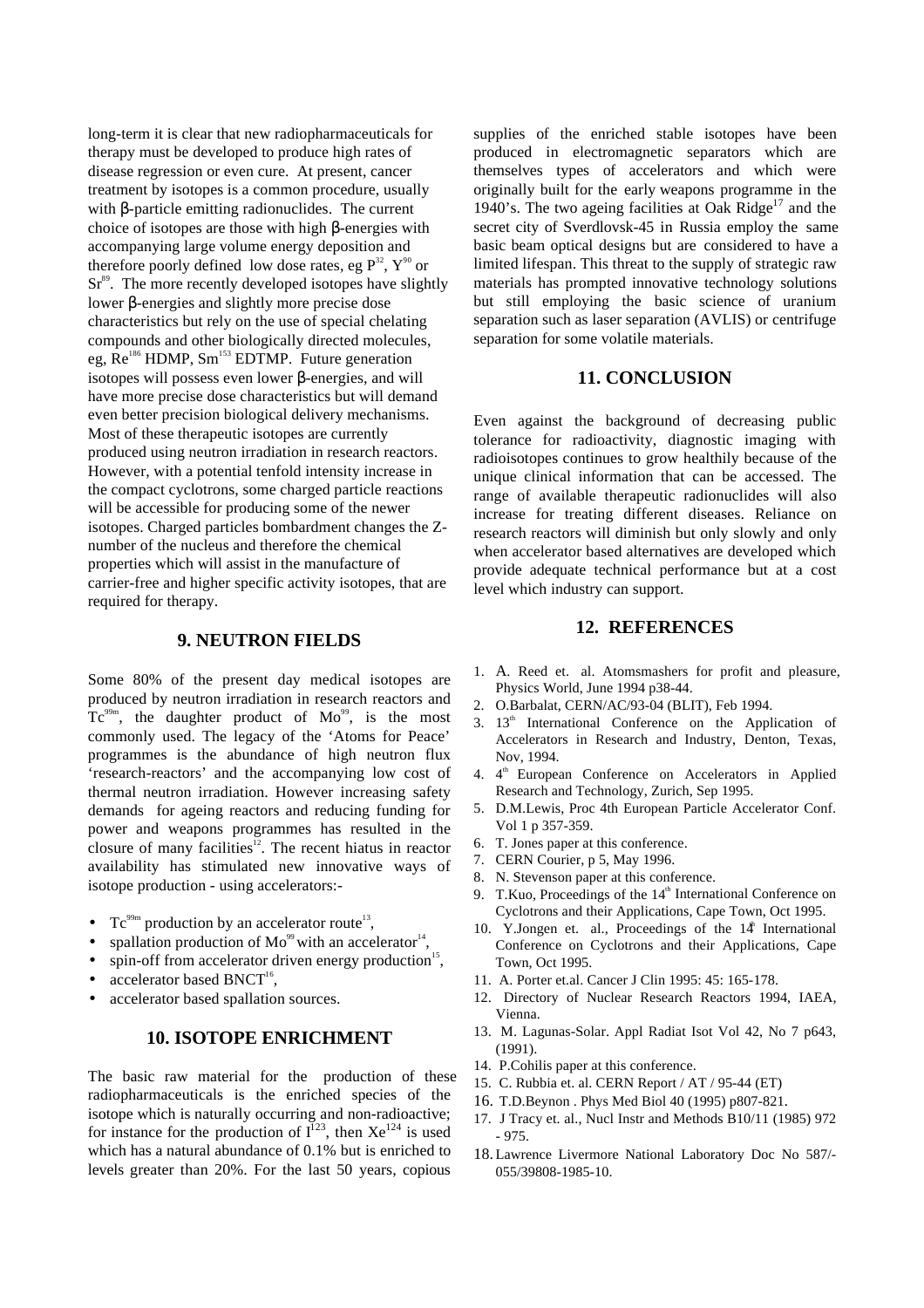long-term it is clear that new radiopharmaceuticals for therapy must be developed to produce high rates of disease regression or even cure. At present, cancer treatment by isotopes is a common procedure, usually with β-particle emitting radionuclides. The current choice of isotopes are those with high β-energies with accompanying large volume energy deposition and therefore poorly defined low dose rates, eg $P^{32}$, $Y^{90}$ or $Sr^{89}$. The more recently developed isotopes have slightly lower β-energies and slightly more precise dose characteristics but rely on the use of special chelating compounds and other biologically directed molecules, eg, $Re^{186}$ HDMP, $Sm^{153}$ EDTMP. Future generation isotopes will possess even lower β-energies, and will have more precise dose characteristics but will demand even better precision biological delivery mechanisms. Most of these therapeutic isotopes are currently produced using neutron irradiation in research reactors. However, with a potential tenfold intensity increase in the compact cyclotrons, some charged particle reactions will be accessible for producing some of the newer isotopes. Charged particles bombardment changes the Z-number of the nucleus and therefore the chemical properties which will assist in the manufacture of carrier-free and higher specific activity isotopes, that are required for therapy.

## 9. NEUTRON FIELDS

Some 80% of the present day medical isotopes are produced by neutron irradiation in research reactors and $Tc^{99m}$, the daughter product of $Mo^{99}$, is the most commonly used. The legacy of the 'Atoms for Peace' programmes is the abundance of high neutron flux 'research-reactors' and the accompanying low cost of thermal neutron irradiation. However increasing safety demands for ageing reactors and reducing funding for power and weapons programmes has resulted in the closure of many facilities[12]. The recent hiatus in reactor availability has stimulated new innovative ways of isotope production - using accelerators:-

- $Tc^{99m}$ production by an accelerator route[13],
- spallation production of $Mo^{99}$ with an accelerator[14],
- spin-off from accelerator driven energy production[15],
- accelerator based BNCT[16],
- accelerator based spallation sources.

## 10. ISOTOPE ENRICHMENT

The basic raw material for the production of these radiopharmaceuticals is the enriched species of the isotope which is naturally occurring and non-radioactive; for instance for the production of $I^{123}$, then $Xe^{124}$ is used which has a natural abundance of 0.1% but is enriched to levels greater than 20%. For the last 50 years, copious supplies of the enriched stable isotopes have been produced in electromagnetic separators which are themselves types of accelerators and which were originally built for the early weapons programme in the 1940's. The two ageing facilities at Oak Ridge[17] and the secret city of Sverdlovsk-45 in Russia employ the same basic beam optical designs but are considered to have a limited lifespan. This threat to the supply of strategic raw materials has prompted innovative technology solutions but still employing the basic science of uranium separation such as laser separation (AVLIS) or centrifuge separation for some volatile materials.

## 11. CONCLUSION

Even against the background of decreasing public tolerance for radioactivity, diagnostic imaging with radioisotopes continues to grow healthily because of the unique clinical information that can be accessed. The range of available therapeutic radionuclides will also increase for treating different diseases. Reliance on research reactors will diminish but only slowly and only when accelerator based alternatives are developed which provide adequate technical performance but at a cost level which industry can support.

## 12. REFERENCES

1. A. Reed et. al. Atomsmashers for profit and pleasure, Physics World, June 1994 p38-44.
2. O.Barbalat, CERN/AC/93-04 (BLIT), Feb 1994.
3. 13th International Conference on the Application of Accelerators in Research and Industry, Denton, Texas, Nov, 1994.
4. 4th European Conference on Accelerators in Applied Research and Technology, Zurich, Sep 1995.
5. D.M.Lewis, Proc 4th European Particle Accelerator Conf. Vol 1 p 357-359.
6. T. Jones paper at this conference.
7. CERN Courier, p 5, May 1996.
8. N. Stevenson paper at this conference.
9. T.Kuo, Proceedings of the 14th International Conference on Cyclotrons and their Applications, Cape Town, Oct 1995.
10. Y.Jongen et. al., Proceedings of the 14th International Conference on Cyclotrons and their Applications, Cape Town, Oct 1995.
11. A. Porter et.al. Cancer J Clin 1995: 45: 165-178.
12. Directory of Nuclear Research Reactors 1994, IAEA, Vienna.
13. M. Lagunas-Solar. Appl Radiat Isot Vol 42, No 7 p643, (1991).
14. P.Cohilis paper at this conference.
15. C. Rubbia et. al. CERN Report / AT / 95-44 (ET)
16. T.D.Beynon . Phys Med Biol 40 (1995) p807-821.
17. J Tracy et. al., Nucl Instr and Methods B10/11 (1985) 972 - 975.
18. Lawrence Livermore National Laboratory Doc No 587/-055/39808-1985-10.